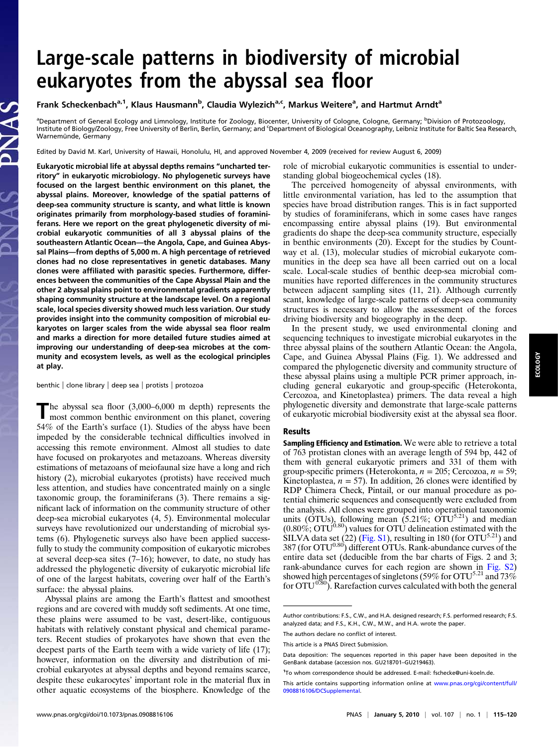# Large-scale patterns in biodiversity of microbial eukaryotes from the abyssal sea floor

Frank Scheckenbach[a,1], Klaus Hausmann[b], Claudia Wylezich[a,c], Markus Weitere[a], and Hartmut Arndt[a]

[a]Department of General Ecology and Limnology, Institute for Zoology, Biocenter, University of Cologne, Cologne, Germany; [b]Division of Protozoology, Institute of Biology/Zoology, Free University of Berlin, Berlin, Germany; and [c]Department of Biological Oceanography, Leibniz Institute for Baltic Sea Research, Warnemünde, Germany

Edited by David M. Karl, University of Hawaii, Honolulu, HI, and approved November 4, 2009 (received for review August 6, 2009)

**Eukaryotic microbial life at abyssal depths remains "uncharted territory" in eukaryotic microbiology. No phylogenetic surveys have focused on the largest benthic environment on this planet, the abyssal plains. Moreover, knowledge of the spatial patterns of deep-sea community structure is scanty, and what little is known originates primarily from morphology-based studies of foraminiferans. Here we report on the great phylogenetic diversity of microbial eukaryotic communities of all 3 abyssal plains of the southeastern Atlantic Ocean—the Angola, Cape, and Guinea Abyssal Plains—from depths of 5,000 m. A high percentage of retrieved clones had no close representatives in genetic databases. Many clones were affiliated with parasitic species. Furthermore, differences between the communities of the Cape Abyssal Plain and the other 2 abyssal plains point to environmental gradients apparently shaping community structure at the landscape level. On a regional scale, local species diversity showed much less variation. Our study provides insight into the community composition of microbial eukaryotes on larger scales from the wide abyssal sea floor realm and marks a direction for more detailed future studies aimed at improving our understanding of deep-sea microbes at the community and ecosystem levels, as well as the ecological principles at play.**

benthic | clone library | deep sea | protists | protozoa

The abyssal sea floor (3,000–6,000 m depth) represents the most common benthic environment on this planet, covering 54% of the Earth's surface (1). Studies of the abyss have been impeded by the considerable technical difficulties involved in accessing this remote environment. Almost all studies to date have focused on prokaryotes and metazoans. Whereas diversity estimations of metazoans of meiofaunal size have a long and rich history (2), microbial eukaryotes (protists) have received much less attention, and studies have concentrated mainly on a single taxonomic group, the foraminiferans (3). There remains a significant lack of information on the community structure of other deep-sea microbial eukaryotes (4, 5). Environmental molecular surveys have revolutionized our understanding of microbial systems (6). Phylogenetic surveys also have been applied successfully to study the community composition of eukaryotic microbes at several deep-sea sites (7–16); however, to date, no study has addressed the phylogenetic diversity of eukaryotic microbial life of one of the largest habitats, covering over half of the Earth's surface: the abyssal plains.

Abyssal plains are among the Earth's flattest and smoothest regions and are covered with muddy soft sediments. At one time, these plains were assumed to be vast, desert-like, contiguous habitats with relatively constant physical and chemical parameters. Recent studies of prokaryotes have shown that even the deepest parts of the Earth teem with a wide variety of life (17); however, information on the diversity and distribution of microbial eukaryotes at abyssal depths and beyond remains scarce, despite these eukarocytes' important role in the material flux in other aquatic ecosystems of the biosphere. Knowledge of the role of microbial eukaryotic communities is essential to understanding global biogeochemical cycles (18).

The perceived homogeneity of abyssal environments, with little environmental variation, has led to the assumption that species have broad distribution ranges. This is in fact supported by studies of foraminiferans, which in some cases have ranges encompassing entire abyssal plains (19). But environmental gradients do shape the deep-sea community structure, especially in benthic environments (20). Except for the studies by Countway et al. (13), molecular studies of microbial eukaryote communities in the deep sea have all been carried out on a local scale. Local-scale studies of benthic deep-sea microbial communities have reported differences in the community structures between adjacent sampling sites (11, 21). Although currently scant, knowledge of large-scale patterns of deep-sea community structures is necessary to allow the assessment of the forces driving biodiversity and biogeography in the deep.

In the present study, we used environmental cloning and sequencing techniques to investigate microbial eukaryotes in the three abyssal plains of the southern Atlantic Ocean: the Angola, Cape, and Guinea Abyssal Plains (Fig. 1). We addressed and compared the phylogenetic diversity and community structure of these abyssal plains using a multiple PCR primer approach, including general eukaryotic and group-specific (Heterokonta, Cercozoa, and Kinetoplastea) primers. The data reveal a high phylogenetic diversity and demonstrate that large-scale patterns of eukaryotic microbial biodiversity exist at the abyssal sea floor.

## Results

**Sampling Efficiency and Estimation.** We were able to retrieve a total of 763 protistan clones with an average length of 594 bp, 442 of them with general eukaryotic primers and 331 of them with group-specific primers (Heterokonta, $n = 205$; Cercozoa, $n = 59$; Kinetoplastea, $n = 57$). In addition, 26 clones were identified by RDP Chimera Check, Pintail, or our manual procedure as potential chimeric sequences and consequently were excluded from the analysis. All clones were grouped into operational taxonomic units (OTUs), following mean (5.21%; $OTU^{5.21}$) and median (0.80%; $OTU^{0.80}$) values for OTU delineation estimated with the SILVA data set (22) (Fig. S1), resulting in 180 (for $OTU^{5.21}$) and 387 (for $OTU^{0.80}$) different OTUs. Rank-abundance curves of the entire data set (deducible from the bar charts of Figs. 2 and 3; rank-abundance curves for each region are shown in Fig. S2) showed high percentages of singletons (59% for $OTU^{5.21}$ and 73% for $OTU^{0.80}$). Rarefaction curves calculated with both the general

Author contributions: F.S., C.W., and H.A. designed research; F.S. performed research; F.S. analyzed data; and F.S., K.H., C.W., M.W., and H.A. wrote the paper.

The authors declare no conflict of interest.

This article is a PNAS Direct Submission.

Data deposition: The sequences reported in this paper have been deposited in the GenBank database (accession nos. GU218701–GU219463).

[1]To whom correspondence should be addressed. E-mail: fschecke@uni-koeln.de.

This article contains supporting information online at www.pnas.org/cgi/content/full/0908816106/DCSupplemental.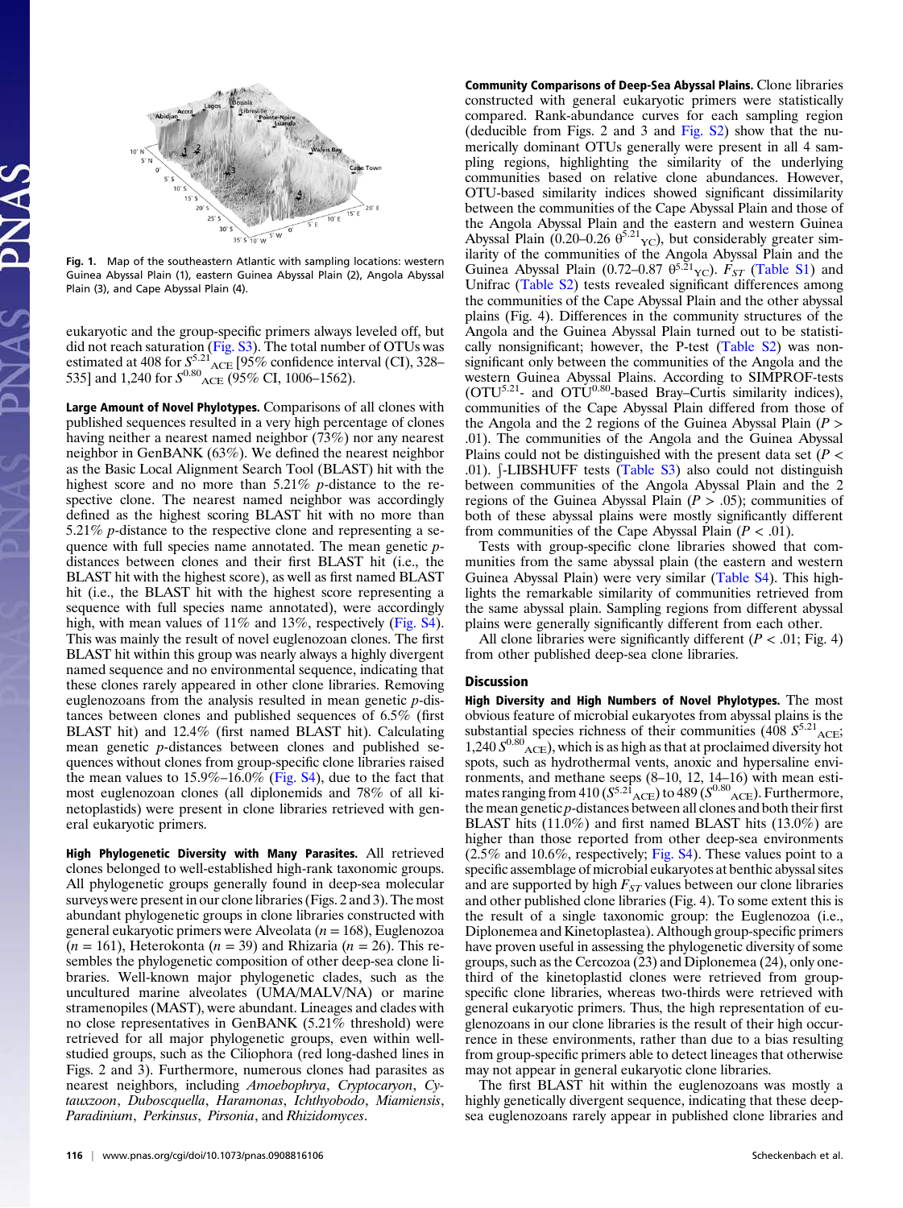Fig. 1. Map of the southeastern Atlantic with sampling locations: western Guinea Abyssal Plain (1), eastern Guinea Abyssal Plain (2), Angola Abyssal Plain (3), and Cape Abyssal Plain (4).

eukaryotic and the group-specific primers always leveled off, but did not reach saturation (Fig. S3). The total number of OTUs was estimated at 408 for $S^{5.21}_{ACE}$ [95% confidence interval (CI), 328–535] and 1,240 for $S^{0.80}_{ACE}$ (95% CI, 1006–1562).

**Large Amount of Novel Phylotypes.** Comparisons of all clones with published sequences resulted in a very high percentage of clones having neither a nearest named neighbor (73%) nor any nearest neighbor in GenBANK (63%). We defined the nearest neighbor as the Basic Local Alignment Search Tool (BLAST) hit with the highest score and no more than 5.21% *p*-distance to the respective clone. The nearest named neighbor was accordingly defined as the highest scoring BLAST hit with no more than 5.21% *p*-distance to the respective clone and representing a sequence with full species name annotated. The mean genetic *p*-distances between clones and their first BLAST hit (i.e., the BLAST hit with the highest score), as well as first named BLAST hit (i.e., the BLAST hit with the highest score representing a sequence with full species name annotated), were accordingly high, with mean values of 11% and 13%, respectively (Fig. S4). This was mainly the result of novel euglenozoan clones. The first BLAST hit within this group was nearly always a highly divergent named sequence and no environmental sequence, indicating that these clones rarely appeared in other clone libraries. Removing euglenozoans from the analysis resulted in mean genetic *p*-distances between clones and published sequences of 6.5% (first BLAST hit) and 12.4% (first named BLAST hit). Calculating mean genetic *p*-distances between clones and published sequences without clones from group-specific clone libraries raised the mean values to 15.9%–16.0% (Fig. S4), due to the fact that most euglenozoan clones (all diplonemids and 78% of all kinetoplastids) were present in clone libraries retrieved with general eukaryotic primers.

**High Phylogenetic Diversity with Many Parasites.** All retrieved clones belonged to well-established high-rank taxonomic groups. All phylogenetic groups generally found in deep-sea molecular surveys were present in our clone libraries (Figs. 2 and 3). The most abundant phylogenetic groups in clone libraries constructed with general eukaryotic primers were Alveolata ($n = 168$), Euglenozoa ($n = 161$), Heterokonta ($n = 39$) and Rhizaria ($n = 26$). This resembles the phylogenetic composition of other deep-sea clone libraries. Well-known major phylogenetic clades, such as the uncultured marine alveolates (UMA/MALV/NA) or marine stramenopiles (MAST), were abundant. Lineages and clades with no close representatives in GenBANK (5.21% threshold) were retrieved for all major phylogenetic groups, even within well-studied groups, such as the Ciliophora (red long-dashed lines in Figs. 2 and 3). Furthermore, numerous clones had parasites as nearest neighbors, including *Amoebophrya*, *Cryptocaryon*, *Cytauxzoon*, *Duboscquella*, *Haramonas*, *Ichthyobodo*, *Miamiensis*, *Paradinium*, *Perkinsus*, *Pirsonia*, and *Rhizidomyces*.

**Community Comparisons of Deep-Sea Abyssal Plains.** Clone libraries constructed with general eukaryotic primers were statistically compared. Rank-abundance curves for each sampling region (deducible from Figs. 2 and 3 and Fig. S2) show that the numerically dominant OTUs generally were present in all 4 sampling regions, highlighting the similarity of the underlying communities based on relative clone abundances. However, OTU-based similarity indices showed significant dissimilarity between the communities of the Cape Abyssal Plain and those of the Angola Abyssal Plain and the eastern and western Guinea Abyssal Plain (0.20–0.26 $\theta^{5.21}_{YC}$), but considerably greater similarity of the communities of the Angola Abyssal Plain and the Guinea Abyssal Plain (0.72–0.87 $\theta^{5.21}_{YC}$). $F_{ST}$ (Table S1) and Unifrac (Table S2) tests revealed significant differences among the communities of the Cape Abyssal Plain and the other abyssal plains (Fig. 4). Differences in the community structures of the Angola and the Guinea Abyssal Plain turned out to be statistically nonsignificant; however, the P-test (Table S2) was nonsignificant only between the communities of the Angola and the western Guinea Abyssal Plains. According to SIMPROF-tests ($OTU^{5.21}$- and $OTU^{0.80}$-based Bray–Curtis similarity indices), communities of the Cape Abyssal Plain differed from those of the Angola and the 2 regions of the Guinea Abyssal Plain ($P > .01$). The communities of the Angola and the Guinea Abyssal Plains could not be distinguished with the present data set ($P < .01$). ∫-LIBSHUFF tests (Table S3) also could not distinguish between communities of the Angola Abyssal Plain and the 2 regions of the Guinea Abyssal Plain ($P > .05$); communities of both of these abyssal plains were mostly significantly different from communities of the Cape Abyssal Plain ($P < .01$).

Tests with group-specific clone libraries showed that communities from the same abyssal plain (the eastern and western Guinea Abyssal Plain) were very similar (Table S4). This highlights the remarkable similarity of communities retrieved from the same abyssal plain. Sampling regions from different abyssal plains were generally significantly different from each other.

All clone libraries were significantly different ($P < .01$; Fig. 4) from other published deep-sea clone libraries.

## Discussion

**High Diversity and High Numbers of Novel Phylotypes.** The most obvious feature of microbial eukaryotes from abyssal plains is the substantial species richness of their communities (408 $S^{5.21}_{ACE}$; 1,240 $S^{0.80}_{ACE}$), which is as high as that at proclaimed diversity hot spots, such as hydrothermal vents, anoxic and hypersaline environments, and methane seeps (8–10, 12, 14–16) with mean estimates ranging from 410 ($S^{5.21}_{ACE}$) to 489 ($S^{0.80}_{ACE}$). Furthermore, the mean genetic *p*-distances between all clones and both their first BLAST hits (11.0%) and first named BLAST hits (13.0%) are higher than those reported from other deep-sea environments (2.5% and 10.6%, respectively; Fig. S4). These values point to a specific assemblage of microbial eukaryotes at benthic abyssal sites and are supported by high $F_{ST}$ values between our clone libraries and other published clone libraries (Fig. 4). To some extent this is the result of a single taxonomic group: the Euglenozoa (i.e., Diplonemea and Kinetoplastea). Although group-specific primers have proven useful in assessing the phylogenetic diversity of some groups, such as the Cercozoa (23) and Diplonemea (24), only one-third of the kinetoplastid clones were retrieved from group-specific clone libraries, whereas two-thirds were retrieved with general eukaryotic primers. Thus, the high representation of euglenozoans in our clone libraries is the result of their high occurrence in these environments, rather than due to a bias resulting from group-specific primers able to detect lineages that otherwise may not appear in general eukaryotic clone libraries.

The first BLAST hit within the euglenozoans was mostly a highly genetically divergent sequence, indicating that these deep-sea euglenozoans rarely appear in published clone libraries and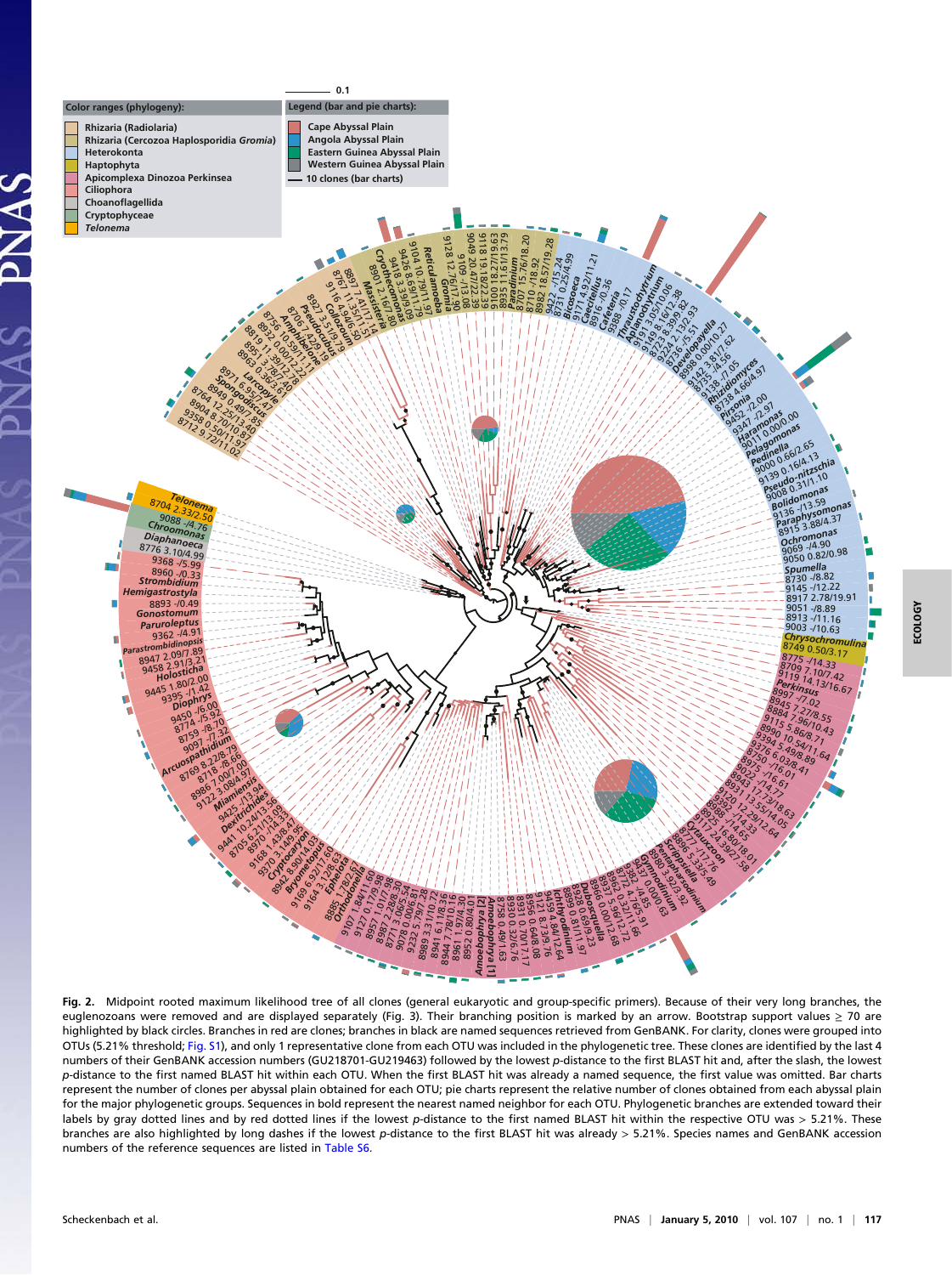**Fig. 2.** Midpoint rooted maximum likelihood tree of all clones (general eukaryotic and group-specific primers). Because of their very long branches, the euglenozoans were removed and are displayed separately (Fig. 3). Their branching position is marked by an arrow. Bootstrap support values ≥ 70 are highlighted by black circles. Branches in red are clones; branches in black are named sequences retrieved from GenBANK. For clarity, clones were grouped into OTUs (5.21% threshold; Fig. S1), and only 1 representative clone from each OTU was included in the phylogenetic tree. These clones are identified by the last 4 numbers of their GenBANK accession numbers (GU218701-GU219463) followed by the lowest *p*-distance to the first BLAST hit and, after the slash, the lowest *p*-distance to the first named BLAST hit within each OTU. When the first BLAST hit was already a named sequence, the first value was omitted. Bar charts represent the number of clones per abyssal plain obtained for each OTU; pie charts represent the relative number of clones obtained from each abyssal plain for the major phylogenetic groups. Sequences in bold represent the nearest named neighbor for each OTU. Phylogenetic branches are extended toward their labels by gray dotted lines and by red dotted lines if the lowest *p*-distance to the first named BLAST hit within the respective OTU was > 5.21%. These branches are also highlighted by long dashes if the lowest *p*-distance to the first BLAST hit was already > 5.21%. Species names and GenBANK accession numbers of the reference sequences are listed in Table S6.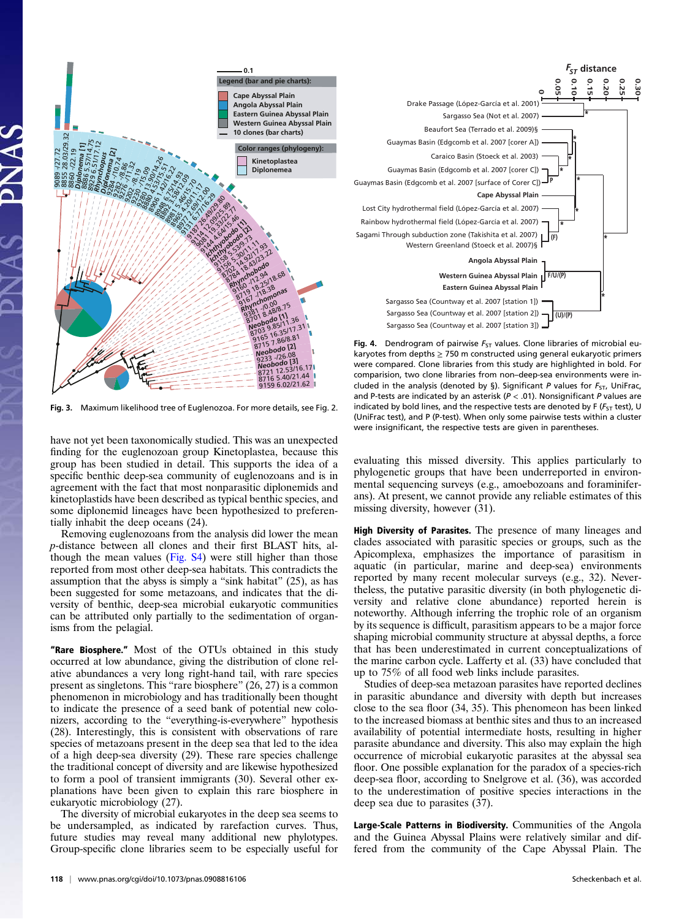Fig. 3. Maximum likelihood tree of Euglenozoa. For more details, see Fig. 2.

Fig. 4. Dendrogram of pairwise $F_{ST}$ values. Clone libraries of microbial eukaryotes from depths ≥ 750 m constructed using general eukaryotic primers were compared. Clone libraries from this study are highlighted in bold. For comparision, two clone libraries from non–deep-sea environments were included in the analysis (denoted by §). Significant $P$ values for $F_{ST}$, UniFrac, and P-tests are indicated by an asterisk ($P < .01$). Nonsignificant $P$ values are indicated by bold lines, and the respective tests are denoted by F ($F_{ST}$ test), U (UniFrac test), and P (P-test). When only some pairwise tests within a cluster were insignificant, the respective tests are given in parentheses.

have not yet been taxonomically studied. This was an unexpected finding for the euglenozoan group Kinetoplastea, because this group has been studied in detail. This supports the idea of a specific benthic deep-sea community of euglenozoans and is in agreement with the fact that most nonparasitic diplonemids and kinetoplastids have been described as typical benthic species, and some diplonemid lineages have been hypothesized to preferentially inhabit the deep oceans (24).

Removing euglenozoans from the analysis did lower the mean $p$-distance between all clones and their first BLAST hits, although the mean values (Fig. S4) were still higher than those reported from most other deep-sea habitats. This contradicts the assumption that the abyss is simply a "sink habitat" (25), as has been suggested for some metazoans, and indicates that the diversity of benthic, deep-sea microbial eukaryotic communities can be attributed only partially to the sedimentation of organisms from the pelagial.

**"Rare Biosphere."** Most of the OTUs obtained in this study occurred at low abundance, giving the distribution of clone relative abundances a very long right-hand tail, with rare species present as singletons. This "rare biosphere" (26, 27) is a common phenomenon in microbiology and has traditionally been thought to indicate the presence of a seed bank of potential new colonizers, according to the "everything-is-everywhere" hypothesis (28). Interestingly, this is consistent with observations of rare species of metazoans present in the deep sea that led to the idea of a high deep-sea diversity (29). These rare species challenge the traditional concept of diversity and are likewise hypothesized to form a pool of transient immigrants (30). Several other explanations have been given to explain this rare biosphere in eukaryotic microbiology (27).

The diversity of microbial eukaryotes in the deep sea seems to be undersampled, as indicated by rarefaction curves. Thus, future studies may reveal many additional new phylotypes. Group-specific clone libraries seem to be especially useful for evaluating this missed diversity. This applies particularly to phylogenetic groups that have been underreported in environmental sequencing surveys (e.g., amoebozoans and foraminiferans). At present, we cannot provide any reliable estimates of this missing diversity, however (31).

**High Diversity of Parasites.** The presence of many lineages and clades associated with parasitic species or groups, such as the Apicomplexa, emphasizes the importance of parasitism in aquatic (in particular, marine and deep-sea) environments reported by many recent molecular surveys (e.g., 32). Nevertheless, the putative parasitic diversity (in both phylogenetic diversity and relative clone abundance) reported herein is noteworthy. Although inferring the trophic role of an organism by its sequence is difficult, parasitism appears to be a major force shaping microbial community structure at abyssal depths, a force that has been underestimated in current conceptualizations of the marine carbon cycle. Lafferty et al. (33) have concluded that up to 75% of all food web links include parasites.

Studies of deep-sea metazoan parasites have reported declines in parasitic abundance and diversity with depth but increases close to the sea floor (34, 35). This phenomenon has been linked to the increased biomass at benthic sites and thus to an increased availability of potential intermediate hosts, resulting in higher parasite abundance and diversity. This also may explain the high occurrence of microbial eukaryotic parasites at the abyssal sea floor. One possible explanation for the paradox of a species-rich deep-sea floor, according to Snelgrove et al. (36), was accorded to the underestimation of positive species interactions in the deep sea due to parasites (37).

**Large-Scale Patterns in Biodiversity.** Communities of the Angola and the Guinea Abyssal Plains were relatively similar and differed from the community of the Cape Abyssal Plain. The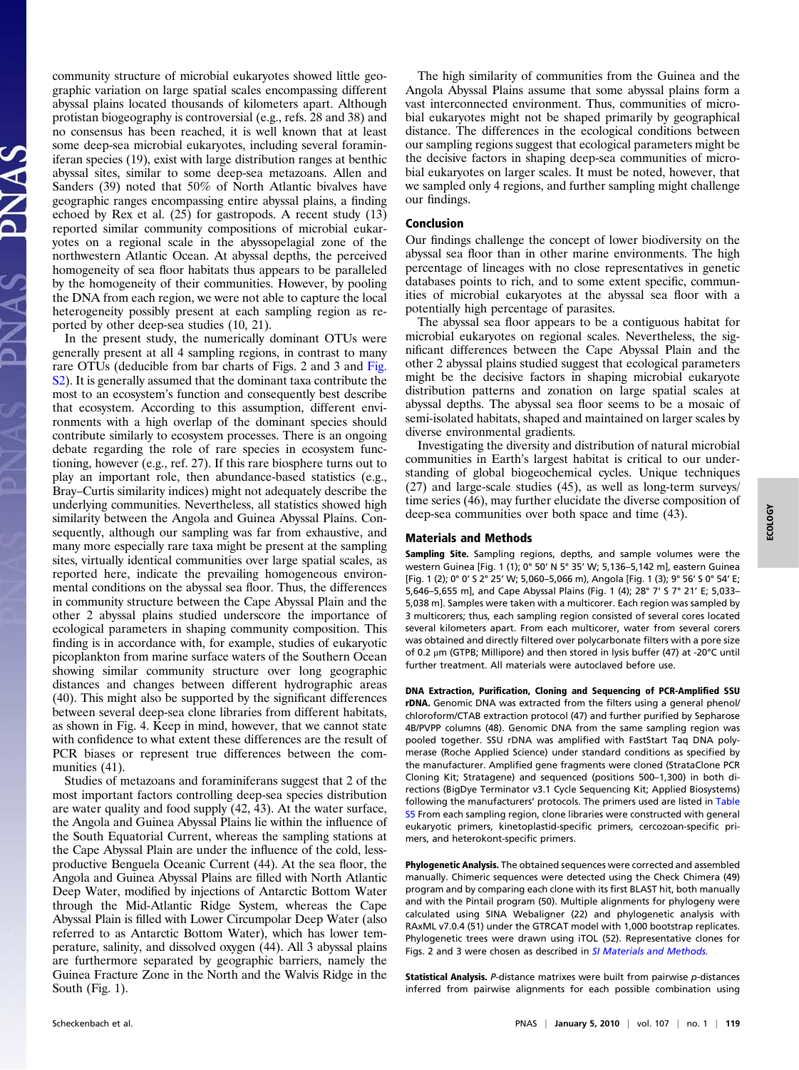community structure of microbial eukaryotes showed little geographic variation on large spatial scales encompassing different abyssal plains located thousands of kilometers apart. Although protistan biogeography is controversial (e.g., refs. 28 and 38) and no consensus has been reached, it is well known that at least some deep-sea microbial eukaryotes, including several foraminiferan species (19), exist with large distribution ranges at benthic abyssal sites, similar to some deep-sea metazoans. Allen and Sanders (39) noted that 50% of North Atlantic bivalves have geographic ranges encompassing entire abyssal plains, a finding echoed by Rex et al. (25) for gastropods. A recent study (13) reported similar community compositions of microbial eukaryotes on a regional scale in the abyssopelagial zone of the northwestern Atlantic Ocean. At abyssal depths, the perceived homogeneity of sea floor habitats thus appears to be paralleled by the homogeneity of their communities. However, by pooling the DNA from each region, we were not able to capture the local heterogeneity possibly present at each sampling region as reported by other deep-sea studies (10, 21).

In the present study, the numerically dominant OTUs were generally present at all 4 sampling regions, in contrast to many rare OTUs (deducible from bar charts of Figs. 2 and 3 and Fig. S2). It is generally assumed that the dominant taxa contribute the most to an ecosystem's function and consequently best describe that ecosystem. According to this assumption, different environments with a high overlap of the dominant species should contribute similarly to ecosystem processes. There is an ongoing debate regarding the role of rare species in ecosystem functioning, however (e.g., ref. 27). If this rare biosphere turns out to play an important role, then abundance-based statistics (e.g., Bray–Curtis similarity indices) might not adequately describe the underlying communities. Nevertheless, all statistics showed high similarity between the Angola and Guinea Abyssal Plains. Consequently, although our sampling was far from exhaustive, and many more especially rare taxa might be present at the sampling sites, virtually identical communities over large spatial scales, as reported here, indicate the prevailing homogeneous environmental conditions on the abyssal sea floor. Thus, the differences in community structure between the Cape Abyssal Plain and the other 2 abyssal plains studied underscore the importance of ecological parameters in shaping community composition. This finding is in accordance with, for example, studies of eukaryotic picoplankton from marine surface waters of the Southern Ocean showing similar community structure over long geographic distances and changes between different hydrographic areas (40). This might also be supported by the significant differences between several deep-sea clone libraries from different habitats, as shown in Fig. 4. Keep in mind, however, that we cannot state with confidence to what extent these differences are the result of PCR biases or represent true differences between the communities (41).

Studies of metazoans and foraminiferans suggest that 2 of the most important factors controlling deep-sea species distribution are water quality and food supply (42, 43). At the water surface, the Angola and Guinea Abyssal Plains lie within the influence of the South Equatorial Current, whereas the sampling stations at the Cape Abyssal Plain are under the influence of the cold, less-productive Benguela Oceanic Current (44). At the sea floor, the Angola and Guinea Abyssal Plains are filled with North Atlantic Deep Water, modified by injections of Antarctic Bottom Water through the Mid-Atlantic Ridge System, whereas the Cape Abyssal Plain is filled with Lower Circumpolar Deep Water (also referred to as Antarctic Bottom Water), which has lower temperature, salinity, and dissolved oxygen (44). All 3 abyssal plains are furthermore separated by geographic barriers, namely the Guinea Fracture Zone in the North and the Walvis Ridge in the South (Fig. 1).

The high similarity of communities from the Guinea and the Angola Abyssal Plains assume that some abyssal plains form a vast interconnected environment. Thus, communities of microbial eukaryotes might not be shaped primarily by geographical distance. The differences in the ecological conditions between our sampling regions suggest that ecological parameters might be the decisive factors in shaping deep-sea communities of microbial eukaryotes on larger scales. It must be noted, however, that we sampled only 4 regions, and further sampling might challenge our findings.

## Conclusion

Our findings challenge the concept of lower biodiversity on the abyssal sea floor than in other marine environments. The high percentage of lineages with no close representatives in genetic databases points to rich, and to some extent specific, communities of microbial eukaryotes at the abyssal sea floor with a potentially high percentage of parasites.

The abyssal sea floor appears to be a contiguous habitat for microbial eukaryotes on regional scales. Nevertheless, the significant differences between the Cape Abyssal Plain and the other 2 abyssal plains studied suggest that ecological parameters might be the decisive factors in shaping microbial eukaryote distribution patterns and zonation on large spatial scales at abyssal depths. The abyssal sea floor seems to be a mosaic of semi-isolated habitats, shaped and maintained on larger scales by diverse environmental gradients.

Investigating the diversity and distribution of natural microbial communities in Earth's largest habitat is critical to our understanding of global biogeochemical cycles. Unique techniques (27) and large-scale studies (45), as well as long-term surveys/time series (46), may further elucidate the diverse composition of deep-sea communities over both space and time (43).

## Materials and Methods

**Sampling Site.** Sampling regions, depths, and sample volumes were the western Guinea [Fig. 1 (1); 0° 50′ N 5° 35′ W; 5,136–5,142 m], eastern Guinea [Fig. 1 (2); 0° 0′ S 2° 25′ W; 5,060–5,066 m), Angola [Fig. 1 (3); 9° 56′ S 0° 54′ E; 5,646–5,655 m], and Cape Abyssal Plains (Fig. 1 (4); 28° 7′ S 7° 21′ E; 5,033–5,038 m). Samples were taken with a multicorer. Each region was sampled by 3 multicorers; thus, each sampling region consisted of several cores located several kilometers apart. From each multicorer, water from several corers was obtained and directly filtered over polycarbonate filters with a pore size of 0.2 μm (GTPB; Millipore) and then stored in lysis buffer (47) at -20°C until further treatment. All materials were autoclaved before use.

**DNA Extraction, Purification, Cloning and Sequencing of PCR-Amplified SSU rDNA.** Genomic DNA was extracted from the filters using a general phenol/chloroform/CTAB extraction protocol (47) and further purified by Sepharose 4B/PVPP columns (48). Genomic DNA from the same sampling region was pooled together. SSU rDNA was amplified with FastStart Taq DNA polymerase (Roche Applied Science) under standard conditions as specified by the manufacturer. Amplified gene fragments were cloned (StrataClone PCR Cloning Kit; Stratagene) and sequenced (positions 500–1,300) in both directions (BigDye Terminator v3.1 Cycle Sequencing Kit; Applied Biosystems) following the manufacturers' protocols. The primers used are listed in Table S5 From each sampling region, clone libraries were constructed with general eukaryotic primers, kinetoplastid-specific primers, cercozoan-specific primers, and heterokont-specific primers.

**Phylogenetic Analysis.** The obtained sequences were corrected and assembled manually. Chimeric sequences were detected using the Check Chimera (49) program and by comparing each clone with its first BLAST hit, both manually and with the Pintail program (50). Multiple alignments for phylogeny were calculated using SINA Webaligner (22) and phylogenetic analysis with RAxML v7.0.4 (51) under the GTRCAT model with 1,000 bootstrap replicates. Phylogenetic trees were drawn using iTOL (52). Representative clones for Figs. 2 and 3 were chosen as described in *SI Materials and Methods.*

**Statistical Analysis.** *P*-distance matrixes were built from pairwise *p*-distances inferred from pairwise alignments for each possible combination using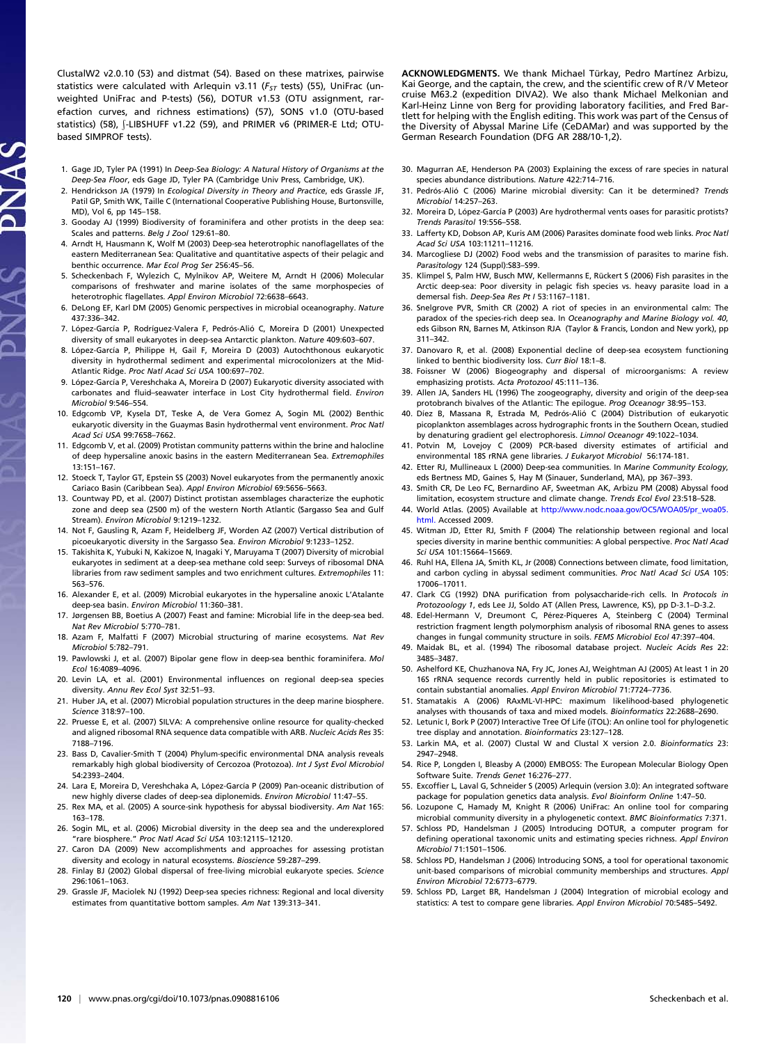ClustalW2 v2.0.10 (53) and distmat (54). Based on these matrixes, pairwise statistics were calculated with Arlequin v3.11 ($F_{ST}$ tests) (55), UniFrac (unweighted UniFrac and P-tests) (56), DOTUR v1.53 (OTU assignment, rarefaction curves, and richness estimations) (57), SONS v1.0 (OTU-based statistics) (58), ∫-LIBSHUFF v1.22 (59), and PRIMER v6 (PRIMER-E Ltd; OTU-based SIMPROF tests).

**ACKNOWLEDGMENTS.** We thank Michael Türkay, Pedro Martínez Arbizu, Kai George, and the captain, the crew, and the scientific crew of R/V Meteor cruise M63.2 (expedition DIVA2). We also thank Michael Melkonian and Karl-Heinz Linne von Berg for providing laboratory facilities, and Fred Bartlett for helping with the English editing. This work was part of the Census of the Diversity of Abyssal Marine Life (CeDAMar) and was supported by the German Research Foundation (DFG AR 288/10-1,2).

1. Gage JD, Tyler PA (1991) In *Deep-Sea Biology: A Natural History of Organisms at the Deep-Sea Floor*, eds Gage JD, Tyler PA (Cambridge Univ Press, Cambridge, UK).
2. Hendrickson JA (1979) In *Ecological Diversity in Theory and Practice*, eds Grassle JF, Patil GP, Smith WK, Taille C (International Cooperative Publishing House, Burtonsville, MD), Vol 6, pp 145–158.
3. Gooday AJ (1999) Biodiversity of foraminifera and other protists in the deep sea: Scales and patterns. *Belg J Zool* 129:61–80.
4. Arndt H, Hausmann K, Wolf M (2003) Deep-sea heterotrophic nanoflagellates of the eastern Mediterranean Sea: Qualitative and quantitative aspects of their pelagic and benthic occurrence. *Mar Ecol Prog Ser* 256:45–56.
5. Scheckenbach F, Wylezich C, Mylnikov AP, Weitere M, Arndt H (2006) Molecular comparisons of freshwater and marine isolates of the same morphospecies of heterotrophic flagellates. *Appl Environ Microbiol* 72:6638–6643.
6. DeLong EF, Karl DM (2005) Genomic perspectives in microbial oceanography. *Nature* 437:336–342.
7. López-García P, Rodríguez-Valera F, Pedrós-Alió C, Moreira D (2001) Unexpected diversity of small eukaryotes in deep-sea Antarctic plankton. *Nature* 409:603–607.
8. López-García P, Philippe H, Gail F, Moreira D (2003) Autochthonous eukaryotic diversity in hydrothermal sediment and experimental microcolonizers at the Mid-Atlantic Ridge. *Proc Natl Acad Sci USA* 100:697–702.
9. López-García P, Vereshchaka A, Moreira D (2007) Eukaryotic diversity associated with carbonates and fluid–seawater interface in Lost City hydrothermal field. *Environ Microbiol* 9:546–554.
10. Edgcomb VP, Kysela DT, Teske A, de Vera Gomez A, Sogin ML (2002) Benthic eukaryotic diversity in the Guaymas Basin hydrothermal vent environment. *Proc Natl Acad Sci USA* 99:7658–7662.
11. Edgcomb V, et al. (2009) Protistan community patterns within the brine and halocline of deep hypersaline anoxic basins in the eastern Mediterranean Sea. *Extremophiles* 13:151–167.
12. Stoeck T, Taylor GT, Epstein SS (2003) Novel eukaryotes from the permanently anoxic Cariaco Basin (Caribbean Sea). *Appl Environ Microbiol* 69:5656–5663.
13. Countway PD, et al. (2007) Distinct protistan assemblages characterize the euphotic zone and deep sea (2500 m) of the western North Atlantic (Sargasso Sea and Gulf Stream). *Environ Microbiol* 9:1219–1232.
14. Not F, Gausling R, Azam F, Heidelberg JF, Worden AZ (2007) Vertical distribution of picoeukaryotic diversity in the Sargasso Sea. *Environ Microbiol* 9:1233–1252.
15. Takishita K, Yubuki N, Kakizoe N, Inagaki Y, Maruyama T (2007) Diversity of microbial eukaryotes in sediment at a deep-sea methane cold seep: Surveys of ribosomal DNA libraries from raw sediment samples and two enrichment cultures. *Extremophiles* 11: 563–576.
16. Alexander E, et al. (2009) Microbial eukaryotes in the hypersaline anoxic L'Atalante deep-sea basin. *Environ Microbiol* 11:360–381.
17. Jørgensen BB, Boetius A (2007) Feast and famine: Microbial life in the deep-sea bed. *Nat Rev Microbiol* 5:770–781.
18. Azam F, Malfatti F (2007) Microbial structuring of marine ecosystems. *Nat Rev Microbiol* 5:782–791.
19. Pawlowski J, et al. (2007) Bipolar gene flow in deep-sea benthic foraminifera. *Mol Ecol* 16:4089–4096.
20. Levin LA, et al. (2001) Environmental influences on regional deep-sea species diversity. *Annu Rev Ecol Syst* 32:51–93.
21. Huber JA, et al. (2007) Microbial population structures in the deep marine biosphere. *Science* 318:97–100.
22. Pruesse E, et al. (2007) SILVA: A comprehensive online resource for quality-checked and aligned ribosomal RNA sequence data compatible with ARB. *Nucleic Acids Res* 35: 7188–7196.
23. Bass D, Cavalier-Smith T (2004) Phylum-specific environmental DNA analysis reveals remarkably high global biodiversity of Cercozoa (Protozoa). *Int J Syst Evol Microbiol* 54:2393–2404.
24. Lara E, Moreira D, Vereshchaka A, López-García P (2009) Pan-oceanic distribution of new highly diverse clades of deep-sea diplonemids. *Environ Microbiol* 11:47–55.
25. Rex MA, et al. (2005) A source-sink hypothesis for abyssal biodiversity. *Am Nat* 165: 163–178.
26. Sogin ML, et al. (2006) Microbial diversity in the deep sea and the underexplored "rare biosphere." *Proc Natl Acad Sci USA* 103:12115–12120.
27. Caron DA (2009) New accomplishments and approaches for assessing protistan diversity and ecology in natural ecosystems. *Bioscience* 59:287–299.
28. Finlay BJ (2002) Global dispersal of free-living microbial eukaryote species. *Science* 296:1061–1063.
29. Grassle JF, Maciolek NJ (1992) Deep-sea species richness: Regional and local diversity estimates from quantitative bottom samples. *Am Nat* 139:313–341.
30. Magurran AE, Henderson PA (2003) Explaining the excess of rare species in natural species abundance distributions. *Nature* 422:714–716.
31. Pedrós-Alió C (2006) Marine microbial diversity: Can it be determined? *Trends Microbiol* 14:257–263.
32. Moreira D, López-García P (2003) Are hydrothermal vents oases for parasitic protists? *Trends Parasitol* 19:556–558.
33. Lafferty KD, Dobson AP, Kuris AM (2006) Parasites dominate food web links. *Proc Natl Acad Sci USA* 103:11211–11216.
34. Marcogliese DJ (2002) Food webs and the transmission of parasites to marine fish. *Parasitology* 124 (Suppl):S83–S99.
35. Klimpel S, Palm HW, Busch MW, Kellermanns E, Rückert S (2006) Fish parasites in the Arctic deep-sea: Poor diversity in pelagic fish species vs. heavy parasite load in a demersal fish. *Deep-Sea Res Pt I* 53:1167–1181.
36. Snelgrove PVR, Smith CR (2002) A riot of species in an environmental calm: The paradox of the species-rich deep sea. In *Oceanography and Marine Biology vol. 40*, eds Gibson RN, Barnes M, Atkinson RJA (Taylor & Francis, London and New york), pp 311–342.
37. Danovaro R, et al. (2008) Exponential decline of deep-sea ecosystem functioning linked to benthic biodiversity loss. *Curr Biol* 18:1–8.
38. Foissner W (2006) Biogeography and dispersal of microorganisms: A review emphasizing protists. *Acta Protozool* 45:111–136.
39. Allen JA, Sanders HL (1996) The zoogeography, diversity and origin of the deep-sea protobranch bivalves of the Atlantic: The epilogue. *Prog Oceanogr* 38:95–153.
40. Díez B, Massana R, Estrada M, Pedrós-Alió C (2004) Distribution of eukaryotic picoplankton assemblages across hydrographic fronts in the Southern Ocean, studied by denaturing gradient gel electrophoresis. *Limnol Oceanogr* 49:1022–1034.
41. Potvin M, Lovejoy C (2009) PCR-based diversity estimates of artificial and environmental 18S rRNA gene libraries. *J Eukaryot Microbiol* 56:174-181.
42. Etter RJ, Mullineaux L (2000) Deep-sea communities. In *Marine Community Ecology*, eds Bertness MD, Gaines S, Hay M (Sinauer, Sunderland, MA), pp 367–393.
43. Smith CR, De Leo FC, Bernardino AF, Sweetman AK, Arbizu PM (2008) Abyssal food limitation, ecosystem structure and climate change. *Trends Ecol Evol* 23:518–528.
44. World Atlas. (2005) Available at http://www.nodc.noaa.gov/OC5/WOA05/pr_woa05.html. Accessed 2009.
45. Witman JD, Etter RJ, Smith F (2004) The relationship between regional and local species diversity in marine benthic communities: A global perspective. *Proc Natl Acad Sci USA* 101:15664–15669.
46. Ruhl HA, Ellena JA, Smith KL, Jr (2008) Connections between climate, food limitation, and carbon cycling in abyssal sediment communities. *Proc Natl Acad Sci USA* 105: 17006–17011.
47. Clark CG (1992) DNA purification from polysaccharide-rich cells. In *Protocols in Protozoology 1*, eds Lee JJ, Soldo AT (Allen Press, Lawrence, KS), pp D-3.1–D-3.2.
48. Edel-Hermann V, Dreumont C, Pérez-Piqueres A, Steinberg C (2004) Terminal restriction fragment length polymorphism analysis of ribosomal RNA genes to assess changes in fungal community structure in soils. *FEMS Microbiol Ecol* 47:397–404.
49. Maidak BL, et al. (1994) The ribosomal database project. *Nucleic Acids Res* 22: 3485–3487.
50. Ashelford KE, Chuzhanova NA, Fry JC, Jones AJ, Weightman AJ (2005) At least 1 in 20 16S rRNA sequence records currently held in public repositories is estimated to contain substantial anomalies. *Appl Environ Microbiol* 71:7724–7736.
51. Stamatakis A (2006) RAxML-VI-HPC: maximum likelihood-based phylogenetic analyses with thousands of taxa and mixed models. *Bioinformatics* 22:2688–2690.
52. Letunic I, Bork P (2007) Interactive Tree Of Life (iTOL): An online tool for phylogenetic tree display and annotation. *Bioinformatics* 23:127–128.
53. Larkin MA, et al. (2007) Clustal W and Clustal X version 2.0. *Bioinformatics* 23: 2947–2948.
54. Rice P, Longden I, Bleasby A (2000) EMBOSS: The European Molecular Biology Open Software Suite. *Trends Genet* 16:276–277.
55. Excoffier L, Laval G, Schneider S (2005) Arlequin (version 3.0): An integrated software package for population genetics data analysis. *Evol Bioinform Online* 1:47–50.
56. Lozupone C, Hamady M, Knight R (2006) UniFrac: An online tool for comparing microbial community diversity in a phylogenetic context. *BMC Bioinformatics* 7:371.
57. Schloss PD, Handelsman J (2005) Introducing DOTUR, a computer program for defining operational taxonomic units and estimating species richness. *Appl Environ Microbiol* 71:1501–1506.
58. Schloss PD, Handelsman J (2006) Introducing SONS, a tool for operational taxonomic unit-based comparisons of microbial community memberships and structures. *Appl Environ Microbiol* 72:6773–6779.
59. Schloss PD, Larget BR, Handelsman J (2004) Integration of microbial ecology and statistics: A test to compare gene libraries. *Appl Environ Microbiol* 70:5485–5492.